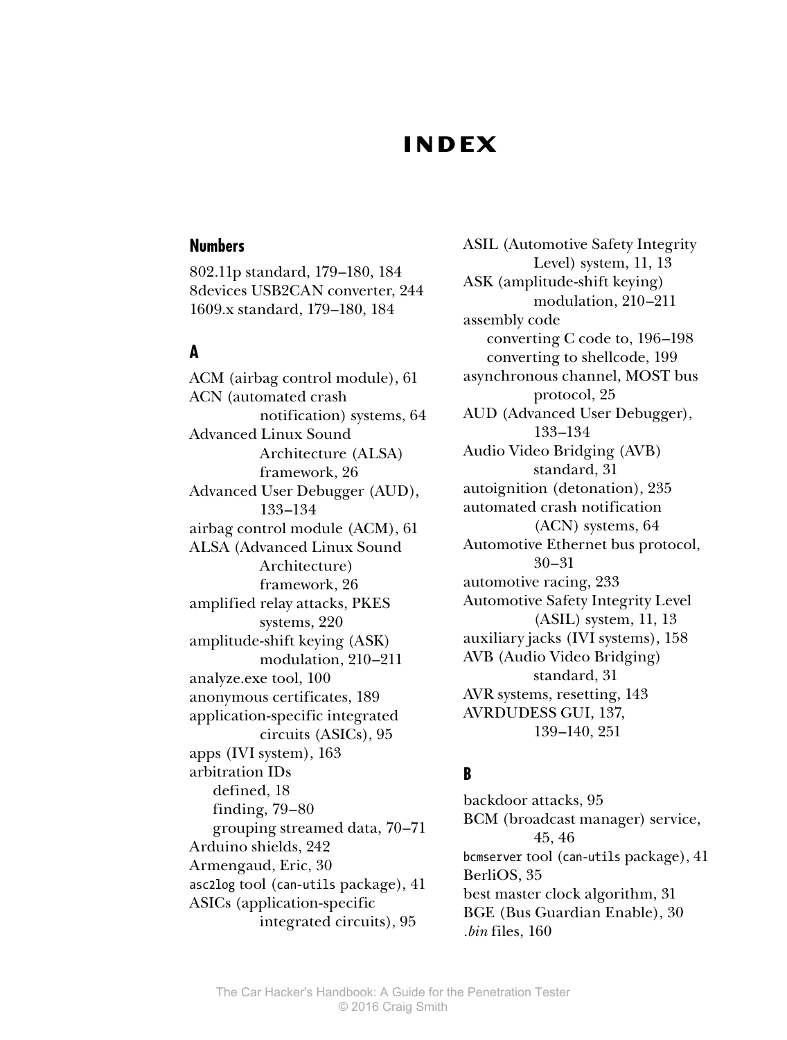# INDEX

## Numbers

802.11p standard, 179–180, 184
8devices USB2CAN converter, 244
1609.x standard, 179–180, 184

## A

ACM (airbag control module), 61
ACN (automated crash notification) systems, 64
Advanced Linux Sound Architecture (ALSA) framework, 26
Advanced User Debugger (AUD), 133–134
airbag control module (ACM), 61
ALSA (Advanced Linux Sound Architecture) framework, 26
amplified relay attacks, PKES systems, 220
amplitude-shift keying (ASK) modulation, 210–211
analyze.exe tool, 100
anonymous certificates, 189
application-specific integrated circuits (ASICs), 95
apps (IVI system), 163
arbitration IDs
- defined, 18
- finding, 79–80
- grouping streamed data, 70–71

Arduino shields, 242
Armengaud, Eric, 30
`asc2log` tool (`can-utils` package), 41
ASICs (application-specific integrated circuits), 95
ASIL (Automotive Safety Integrity Level) system, 11, 13
ASK (amplitude-shift keying) modulation, 210–211
assembly code
- converting C code to, 196–198
- converting to shellcode, 199

asynchronous channel, MOST bus protocol, 25
AUD (Advanced User Debugger), 133–134
Audio Video Bridging (AVB) standard, 31
autoignition (detonation), 235
automated crash notification (ACN) systems, 64
Automotive Ethernet bus protocol, 30–31
automotive racing, 233
Automotive Safety Integrity Level (ASIL) system, 11, 13
auxiliary jacks (IVI systems), 158
AVB (Audio Video Bridging) standard, 31
AVR systems, resetting, 143
AVRDUDESS GUI, 137, 139–140, 251

## B

backdoor attacks, 95
BCM (broadcast manager) service, 45, 46
`bcmserver` tool (`can-utils` package), 41
BerliOS, 35
best master clock algorithm, 31
BGE (Bus Guardian Enable), 30
*.bin* files, 160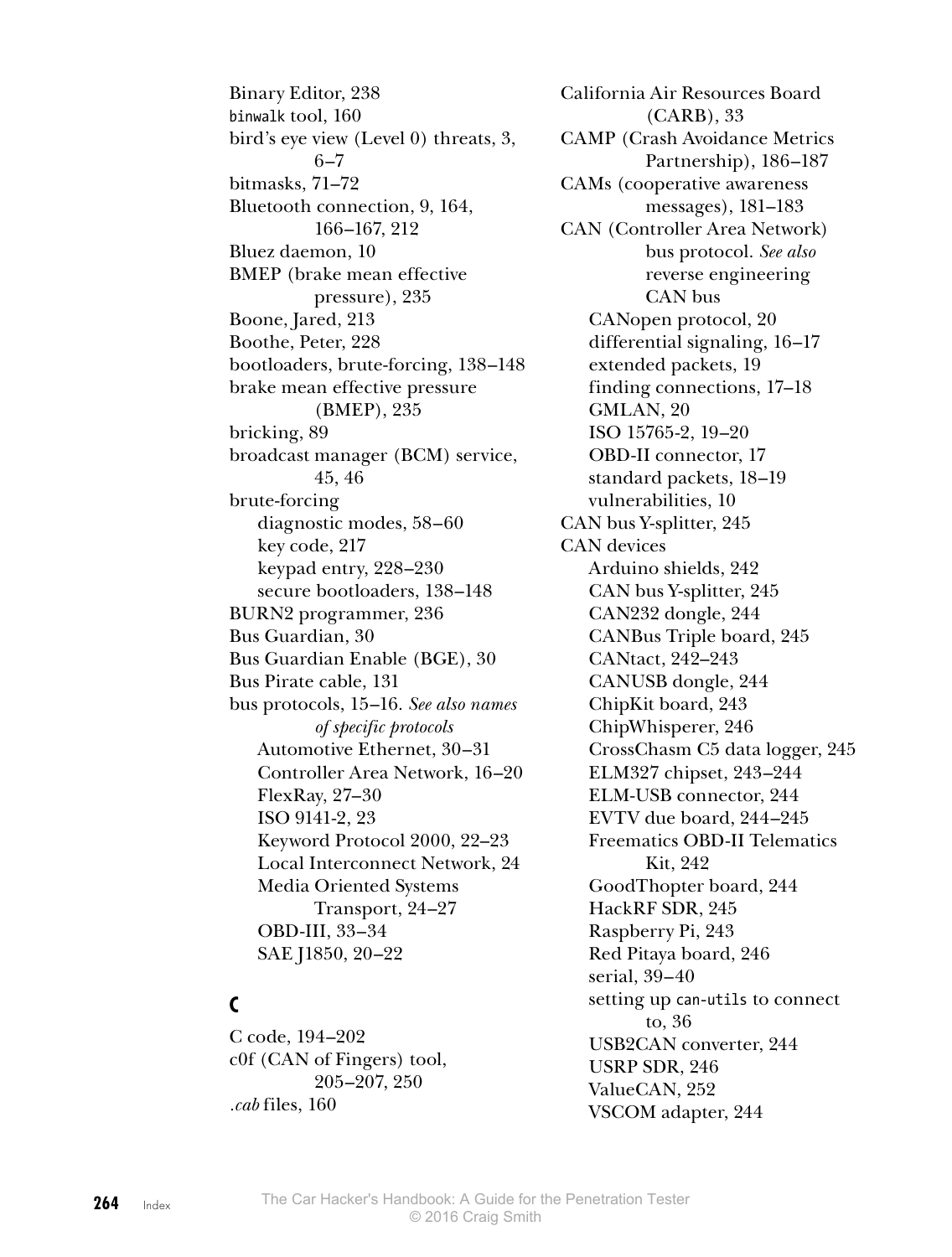Binary Editor, 238
`binwalk` tool, 160
bird's eye view (Level 0) threats, 3, 6–7
bitmasks, 71–72
Bluetooth connection, 9, 164, 166–167, 212
Bluez daemon, 10
BMEP (brake mean effective pressure), 235
Boone, Jared, 213
Boothe, Peter, 228
bootloaders, brute-forcing, 138–148
brake mean effective pressure (BMEP), 235
bricking, 89
broadcast manager (BCM) service, 45, 46
brute-forcing
- diagnostic modes, 58–60
- key code, 217
- keypad entry, 228–230
- secure bootloaders, 138–148

BURN2 programmer, 236
Bus Guardian, 30
Bus Guardian Enable (BGE), 30
Bus Pirate cable, 131
bus protocols, 15–16. *See also names of specific protocols*
- Automotive Ethernet, 30–31
- Controller Area Network, 16–20
- FlexRay, 27–30
- ISO 9141-2, 23
- Keyword Protocol 2000, 22–23
- Local Interconnect Network, 24
- Media Oriented Systems Transport, 24–27
- OBD-III, 33–34
- SAE J1850, 20–22

## C

C code, 194–202
c0f (CAN of Fingers) tool, 205–207, 250
*.cab* files, 160
California Air Resources Board (CARB), 33
CAMP (Crash Avoidance Metrics Partnership), 186–187
CAMs (cooperative awareness messages), 181–183
CAN (Controller Area Network) bus protocol. *See also* reverse engineering CAN bus
- CANopen protocol, 20
- differential signaling, 16–17
- extended packets, 19
- finding connections, 17–18
- GMLAN, 20
- ISO 15765-2, 19–20
- OBD-II connector, 17
- standard packets, 18–19
- vulnerabilities, 10

CAN bus Y-splitter, 245
CAN devices
- Arduino shields, 242
- CAN bus Y-splitter, 245
- CAN232 dongle, 244
- CANBus Triple board, 245
- CANtact, 242–243
- CANUSB dongle, 244
- ChipKit board, 243
- ChipWhisperer, 246
- CrossChasm C5 data logger, 245
- ELM327 chipset, 243–244
- ELM-USB connector, 244
- EVTV due board, 244–245
- Freematics OBD-II Telematics Kit, 242
- GoodThopter board, 244
- HackRF SDR, 245
- Raspberry Pi, 243
- Red Pitaya board, 246
- serial, 39–40
- setting up `can-utils` to connect to, 36
- USB2CAN converter, 244
- USRP SDR, 246
- ValueCAN, 252
- VSCOM adapter, 244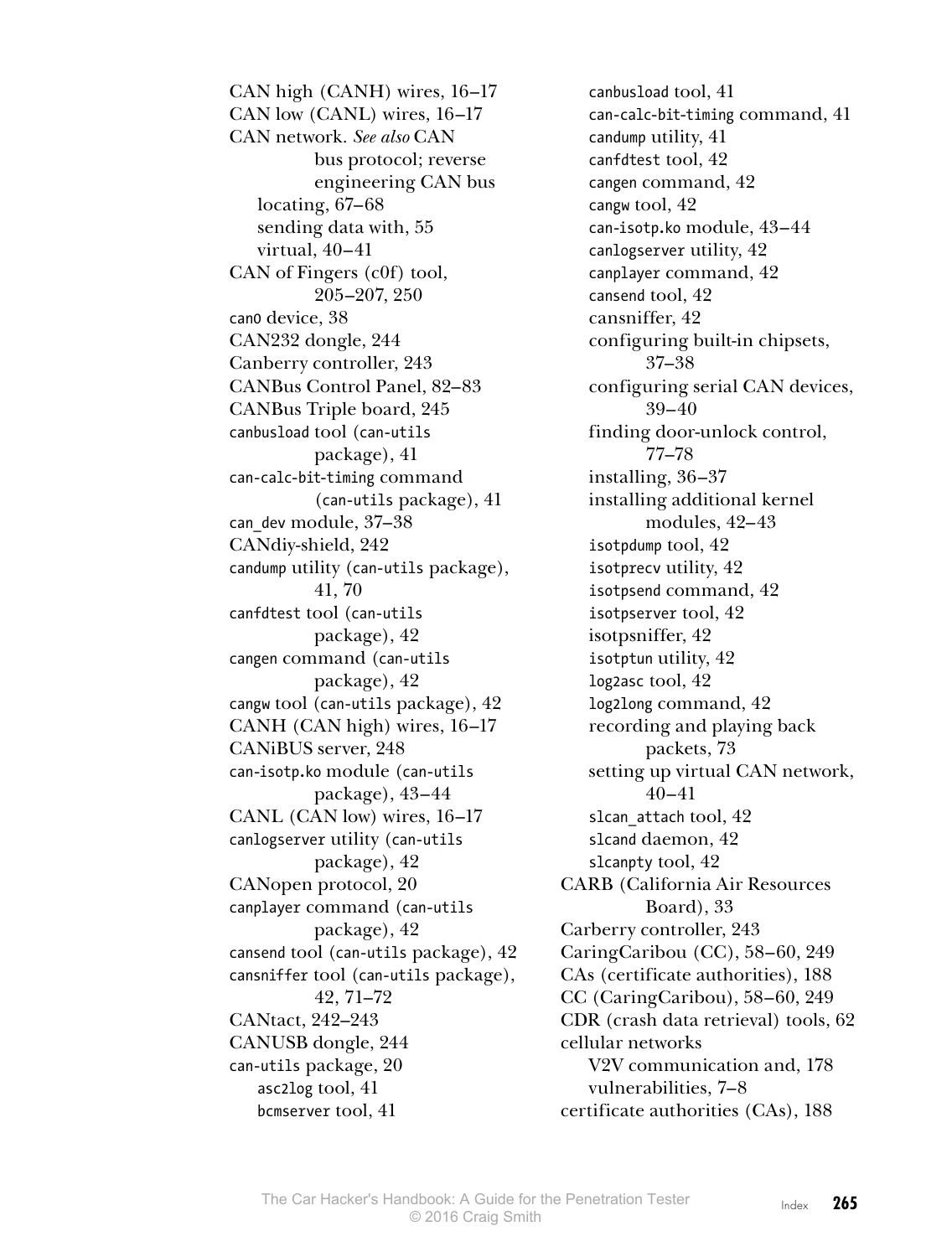CAN high (CANH) wires, 16–17
CAN low (CANL) wires, 16–17
CAN network. *See also* CAN bus protocol; reverse engineering CAN bus
- locating, 67–68
- sending data with, 55
- virtual, 40–41

CAN of Fingers (c0f) tool, 205–207, 250
`can0` device, 38
CAN232 dongle, 244
Canberry controller, 243
CANBus Control Panel, 82–83
CANBus Triple board, 245
`canbusload` tool (`can-utils` package), 41
`can-calc-bit-timing` command (`can-utils` package), 41
`can_dev` module, 37–38
CANdiy-shield, 242
`candump` utility (`can-utils` package), 41, 70
`canfdtest` tool (`can-utils` package), 42
`cangen` command (`can-utils` package), 42
`cangw` tool (`can-utils` package), 42
CANH (CAN high) wires, 16–17
CANiBUS server, 248
`can-isotp.ko` module (`can-utils` package), 43–44
CANL (CAN low) wires, 16–17
`canlogserver` utility (`can-utils` package), 42
CANopen protocol, 20
`canplayer` command (`can-utils` package), 42
`cansend` tool (`can-utils` package), 42
`cansniffer` tool (`can-utils` package), 42, 71–72
CANtact, 242–243
CANUSB dongle, 244
`can-utils` package, 20
- `asc2log` tool, 41
- `bcmserver` tool, 41
- `canbusload` tool, 41
- `can-calc-bit-timing` command, 41
- `candump` utility, 41
- `canfdtest` tool, 42
- `cangen` command, 42
- `cangw` tool, 42
- `can-isotp.ko` module, 43–44
- `canlogserver` utility, 42
- `canplayer` command, 42
- `cansend` tool, 42
- cansniffer, 42
- configuring built-in chipsets, 37–38
- configuring serial CAN devices, 39–40
- finding door-unlock control, 77–78
- installing, 36–37
- installing additional kernel modules, 42–43
- `isotpdump` tool, 42
- `isotprecv` utility, 42
- `isotpsend` command, 42
- `isotpserver` tool, 42
- isotpsniffer, 42
- `isotptun` utility, 42
- `log2asc` tool, 42
- `log2long` command, 42
- recording and playing back packets, 73
- setting up virtual CAN network, 40–41
- `slcan_attach` tool, 42
- `slcand` daemon, 42
- `slcanpty` tool, 42

CARB (California Air Resources Board), 33
Carberry controller, 243
CaringCaribou (CC), 58–60, 249
CAs (certificate authorities), 188
CC (CaringCaribou), 58–60, 249
CDR (crash data retrieval) tools, 62
cellular networks
- V2V communication and, 178
- vulnerabilities, 7–8

certificate authorities (CAs), 188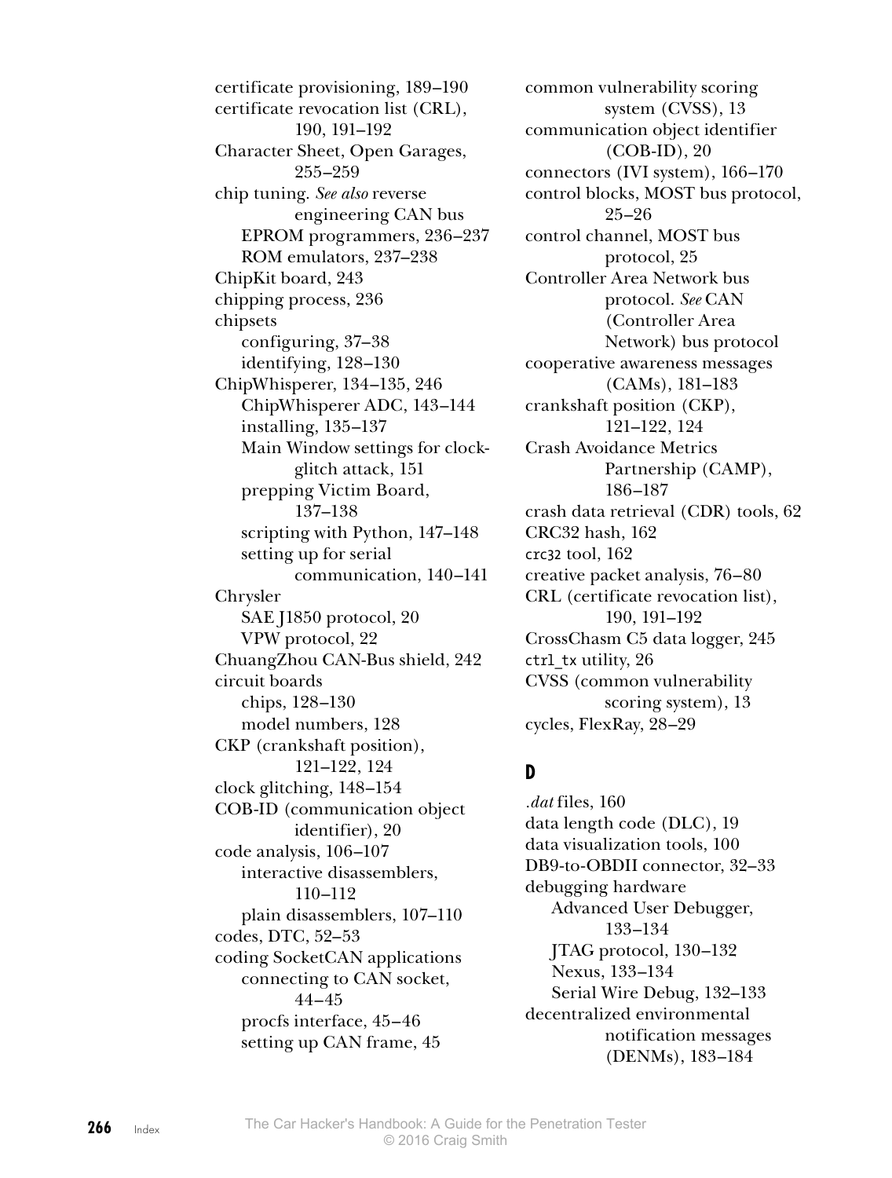certificate provisioning, 189–190
certificate revocation list (CRL), 190, 191–192
Character Sheet, Open Garages, 255–259
chip tuning. *See also* reverse engineering CAN bus
- EPROM programmers, 236–237
- ROM emulators, 237–238

ChipKit board, 243
chipping process, 236
chipsets
- configuring, 37–38
- identifying, 128–130

ChipWhisperer, 134–135, 246
- ChipWhisperer ADC, 143–144
- installing, 135–137
- Main Window settings for clock-glitch attack, 151
- prepping Victim Board, 137–138
- scripting with Python, 147–148
- setting up for serial communication, 140–141

Chrysler
- SAE J1850 protocol, 20
- VPW protocol, 22

ChuangZhou CAN-Bus shield, 242
circuit boards
- chips, 128–130
- model numbers, 128

CKP (crankshaft position), 121–122, 124
clock glitching, 148–154
COB-ID (communication object identifier), 20
code analysis, 106–107
- interactive disassemblers, 110–112
- plain disassemblers, 107–110

codes, DTC, 52–53
coding SocketCAN applications
- connecting to CAN socket, 44–45
- procfs interface, 45–46
- setting up CAN frame, 45

common vulnerability scoring system (CVSS), 13
communication object identifier (COB-ID), 20
connectors (IVI system), 166–170
control blocks, MOST bus protocol, 25–26
control channel, MOST bus protocol, 25
Controller Area Network bus protocol. *See* CAN (Controller Area Network) bus protocol
cooperative awareness messages (CAMs), 181–183
crankshaft position (CKP), 121–122, 124
Crash Avoidance Metrics Partnership (CAMP), 186–187
crash data retrieval (CDR) tools, 62
CRC32 hash, 162
`crc32` tool, 162
creative packet analysis, 76–80
CRL (certificate revocation list), 190, 191–192
CrossChasm C5 data logger, 245
`ctrl_tx` utility, 26
CVSS (common vulnerability scoring system), 13
cycles, FlexRay, 28–29

## D

*.dat* files, 160
data length code (DLC), 19
data visualization tools, 100
DB9-to-OBDII connector, 32–33
debugging hardware
- Advanced User Debugger, 133–134
- JTAG protocol, 130–132
- Nexus, 133–134
- Serial Wire Debug, 132–133

decentralized environmental notification messages (DENMs), 183–184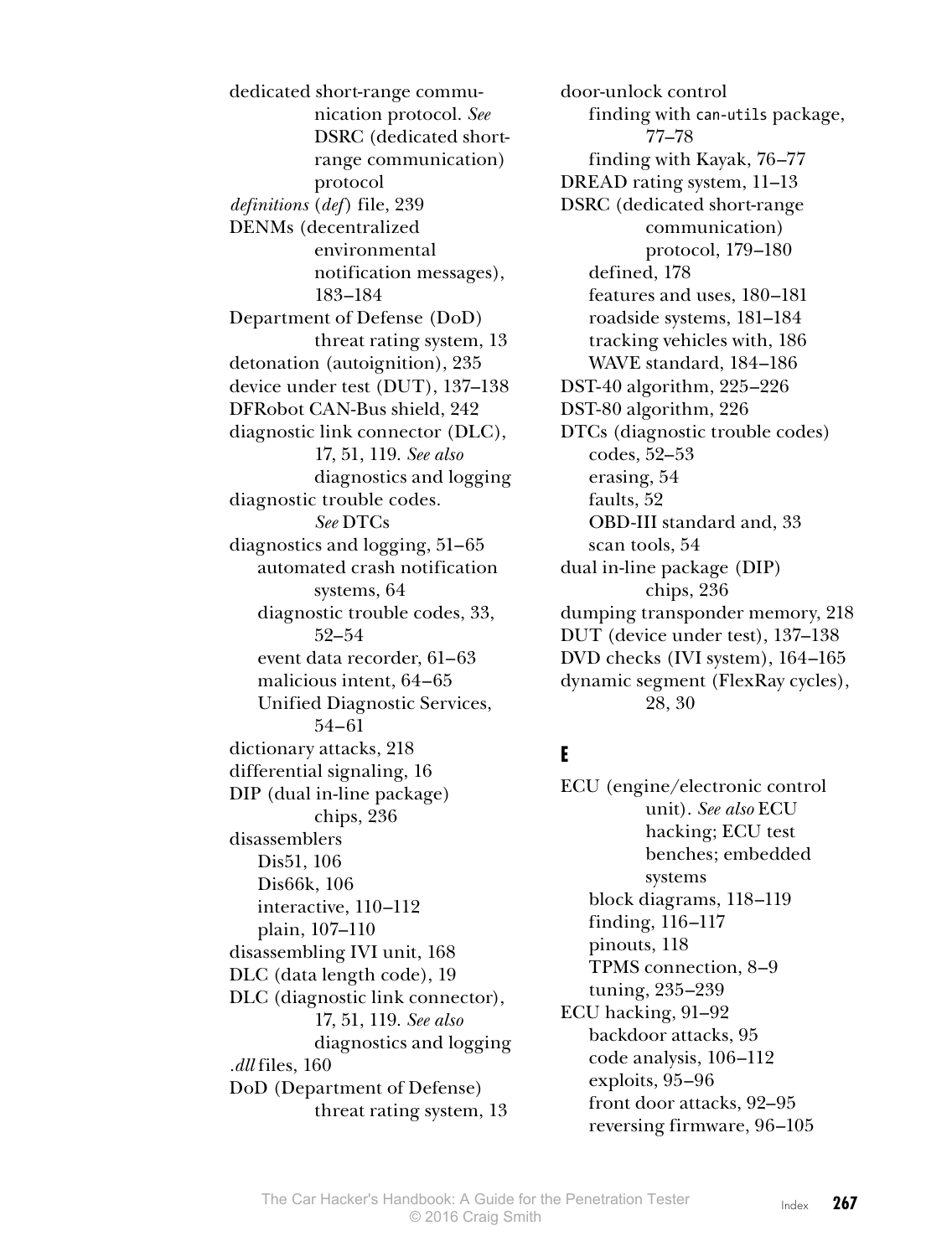dedicated short-range communication protocol. *See* DSRC (dedicated short-range communication) protocol

*definitions* (*def*) file, 239

DENMs (decentralized environmental notification messages), 183–184

Department of Defense (DoD) threat rating system, 13

detonation (autoignition), 235

device under test (DUT), 137–138

DFRobot CAN-Bus shield, 242

diagnostic link connector (DLC), 17, 51, 119. *See also* diagnostics and logging

diagnostic trouble codes. *See* DTCs

diagnostics and logging, 51–65
- automated crash notification systems, 64
- diagnostic trouble codes, 33, 52–54
- event data recorder, 61–63
- malicious intent, 64–65
- Unified Diagnostic Services, 54–61

dictionary attacks, 218

differential signaling, 16

DIP (dual in-line package) chips, 236

disassemblers
- Dis51, 106
- Dis66k, 106
- interactive, 110–112
- plain, 107–110

disassembling IVI unit, 168

DLC (data length code), 19

DLC (diagnostic link connector), 17, 51, 119. *See also* diagnostics and logging

*.dll* files, 160

DoD (Department of Defense) threat rating system, 13

door-unlock control
- finding with `can-utils` package, 77–78
- finding with Kayak, 76–77

DREAD rating system, 11–13

DSRC (dedicated short-range communication) protocol, 179–180
- defined, 178
- features and uses, 180–181
- roadside systems, 181–184
- tracking vehicles with, 186
- WAVE standard, 184–186

DST-40 algorithm, 225–226

DST-80 algorithm, 226

DTCs (diagnostic trouble codes)
- codes, 52–53
- erasing, 54
- faults, 52
- OBD-III standard and, 33
- scan tools, 54

dual in-line package (DIP) chips, 236

dumping transponder memory, 218

DUT (device under test), 137–138

DVD checks (IVI system), 164–165

dynamic segment (FlexRay cycles), 28, 30

## E

ECU (engine/electronic control unit). *See also* ECU hacking; ECU test benches; embedded systems
- block diagrams, 118–119
- finding, 116–117
- pinouts, 118
- TPMS connection, 8–9
- tuning, 235–239

ECU hacking, 91–92
- backdoor attacks, 95
- code analysis, 106–112
- exploits, 95–96
- front door attacks, 92–95
- reversing firmware, 96–105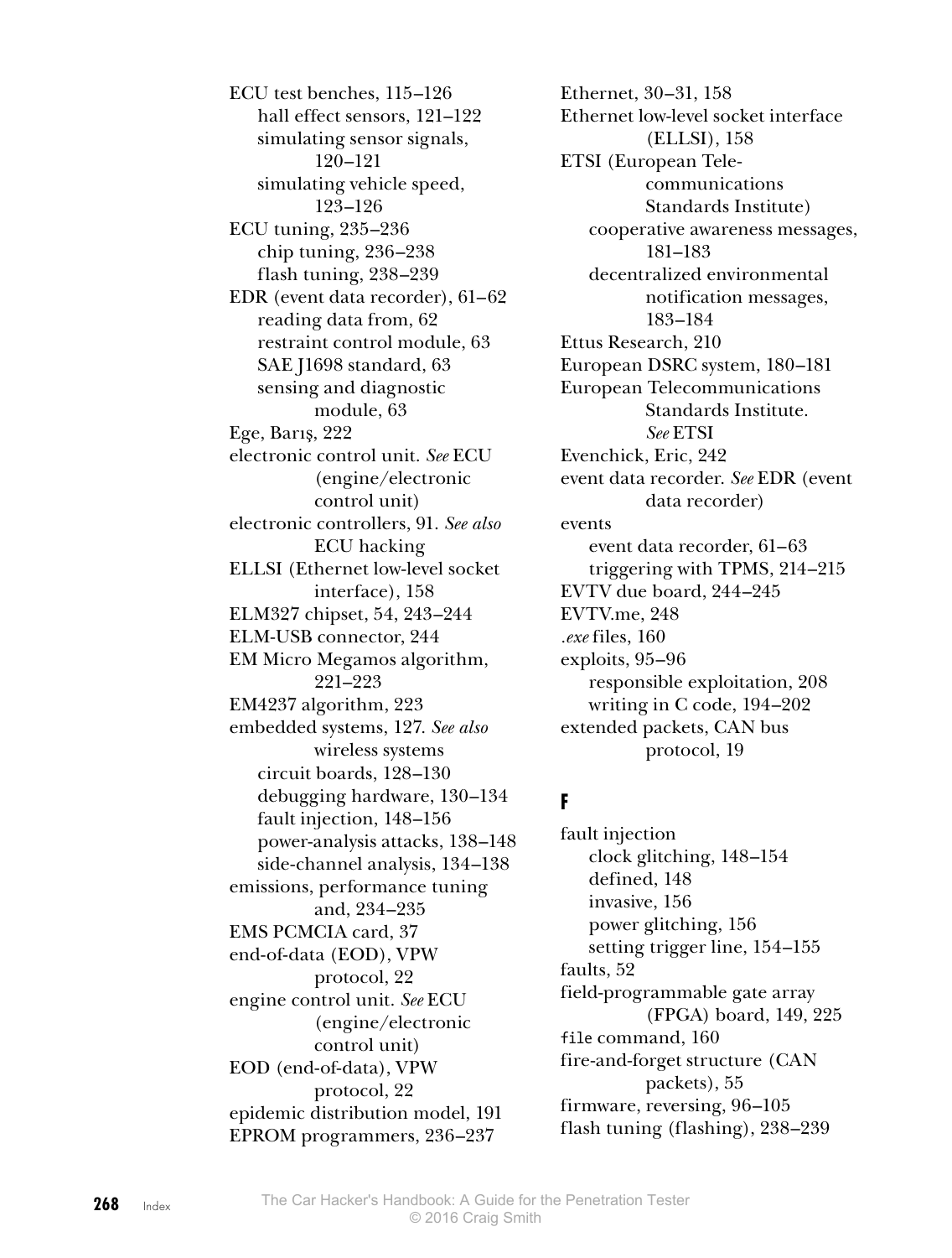ECU test benches, 115–126
- hall effect sensors, 121–122
- simulating sensor signals, 120–121
- simulating vehicle speed, 123–126

ECU tuning, 235–236
- chip tuning, 236–238
- flash tuning, 238–239

EDR (event data recorder), 61–62
- reading data from, 62
- restraint control module, 63
- SAE J1698 standard, 63
- sensing and diagnostic module, 63

Ege, Barış, 222

electronic control unit. *See* ECU (engine/electronic control unit)

electronic controllers, 91. *See also* ECU hacking

ELLSI (Ethernet low-level socket interface), 158

ELM327 chipset, 54, 243–244

ELM-USB connector, 244

EM Micro Megamos algorithm, 221–223

EM4237 algorithm, 223

embedded systems, 127. *See also* wireless systems
- circuit boards, 128–130
- debugging hardware, 130–134
- fault injection, 148–156
- power-analysis attacks, 138–148
- side-channel analysis, 134–138

emissions, performance tuning and, 234–235

EMS PCMCIA card, 37

end-of-data (EOD), VPW protocol, 22

engine control unit. *See* ECU (engine/electronic control unit)

EOD (end-of-data), VPW protocol, 22

epidemic distribution model, 191

EPROM programmers, 236–237

Ethernet, 30–31, 158

Ethernet low-level socket interface (ELLSI), 158

ETSI (European Telecommunications Standards Institute)
- cooperative awareness messages, 181–183
- decentralized environmental notification messages, 183–184

Ettus Research, 210

European DSRC system, 180–181

European Telecommunications Standards Institute. *See* ETSI

Evenchick, Eric, 242

event data recorder. *See* EDR (event data recorder)

events
- event data recorder, 61–63
- triggering with TPMS, 214–215

EVTV due board, 244–245

EVTV.me, 248

*.exe* files, 160

exploits, 95–96
- responsible exploitation, 208
- writing in C code, 194–202

extended packets, CAN bus protocol, 19

## F

fault injection
- clock glitching, 148–154
- defined, 148
- invasive, 156
- power glitching, 156
- setting trigger line, 154–155

faults, 52

field-programmable gate array (FPGA) board, 149, 225

`file` command, 160

fire-and-forget structure (CAN packets), 55

firmware, reversing, 96–105

flash tuning (flashing), 238–239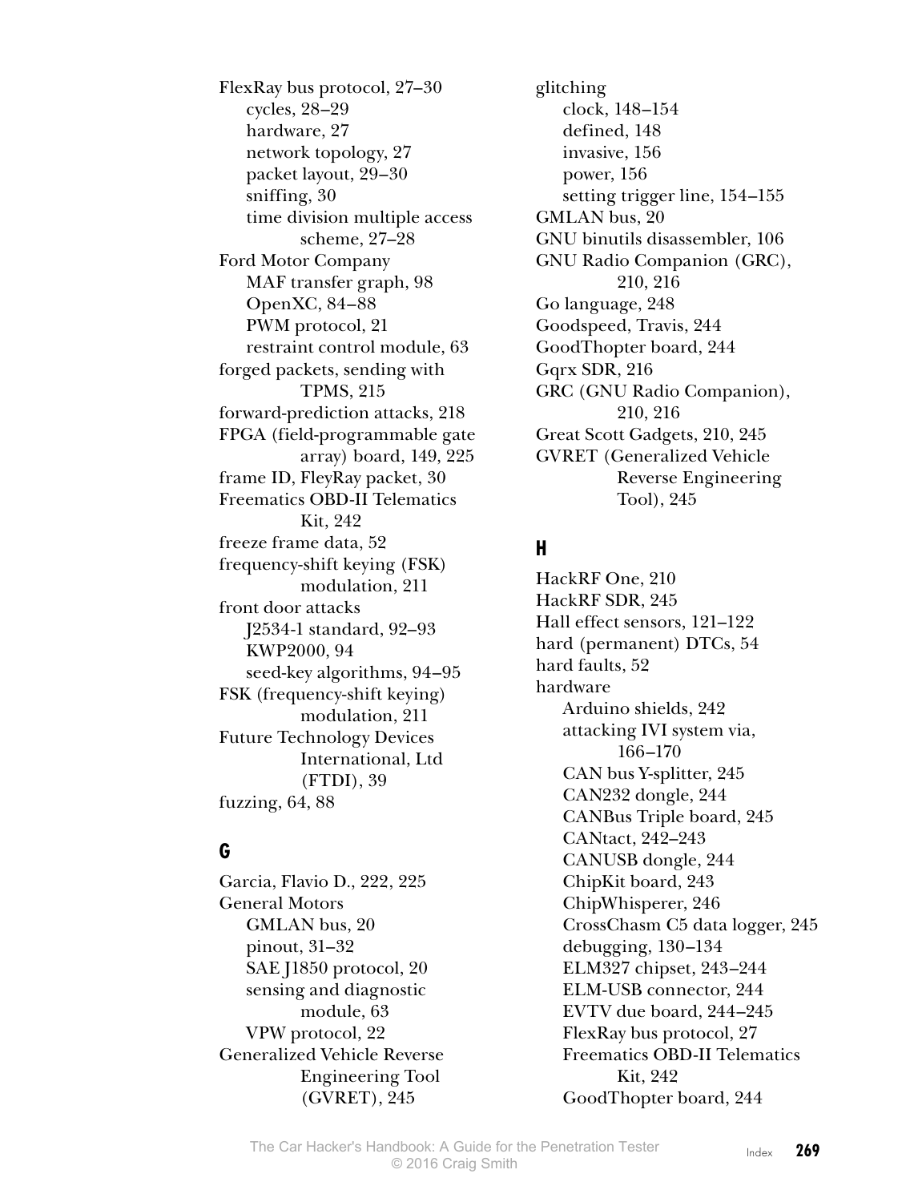FlexRay bus protocol, 27–30
- cycles, 28–29
- hardware, 27
- network topology, 27
- packet layout, 29–30
- sniffing, 30
- time division multiple access scheme, 27–28

Ford Motor Company
- MAF transfer graph, 98
- OpenXC, 84–88
- PWM protocol, 21
- restraint control module, 63

forged packets, sending with TPMS, 215

forward-prediction attacks, 218

FPGA (field-programmable gate array) board, 149, 225

frame ID, FleyRay packet, 30

Freematics OBD-II Telematics Kit, 242

freeze frame data, 52

frequency-shift keying (FSK) modulation, 211

front door attacks
- J2534-1 standard, 92–93
- KWP2000, 94
- seed-key algorithms, 94–95

FSK (frequency-shift keying) modulation, 211

Future Technology Devices International, Ltd (FTDI), 39

fuzzing, 64, 88

## G

Garcia, Flavio D., 222, 225

General Motors
- GMLAN bus, 20
- pinout, 31–32
- SAE J1850 protocol, 20
- sensing and diagnostic module, 63
- VPW protocol, 22

Generalized Vehicle Reverse Engineering Tool (GVRET), 245

glitching
- clock, 148–154
- defined, 148
- invasive, 156
- power, 156
- setting trigger line, 154–155

GMLAN bus, 20

GNU binutils disassembler, 106

GNU Radio Companion (GRC), 210, 216

Go language, 248

Goodspeed, Travis, 244

GoodThopter board, 244

Gqrx SDR, 216

GRC (GNU Radio Companion), 210, 216

Great Scott Gadgets, 210, 245

GVRET (Generalized Vehicle Reverse Engineering Tool), 245

## H

HackRF One, 210

HackRF SDR, 245

Hall effect sensors, 121–122

hard (permanent) DTCs, 54

hard faults, 52

hardware
- Arduino shields, 242
- attacking IVI system via, 166–170
- CAN bus Y-splitter, 245
- CAN232 dongle, 244
- CANBus Triple board, 245
- CANtact, 242–243
- CANUSB dongle, 244
- ChipKit board, 243
- ChipWhisperer, 246
- CrossChasm C5 data logger, 245
- debugging, 130–134
- ELM327 chipset, 243–244
- ELM-USB connector, 244
- EVTV due board, 244–245
- FlexRay bus protocol, 27
- Freematics OBD-II Telematics Kit, 242
- GoodThopter board, 244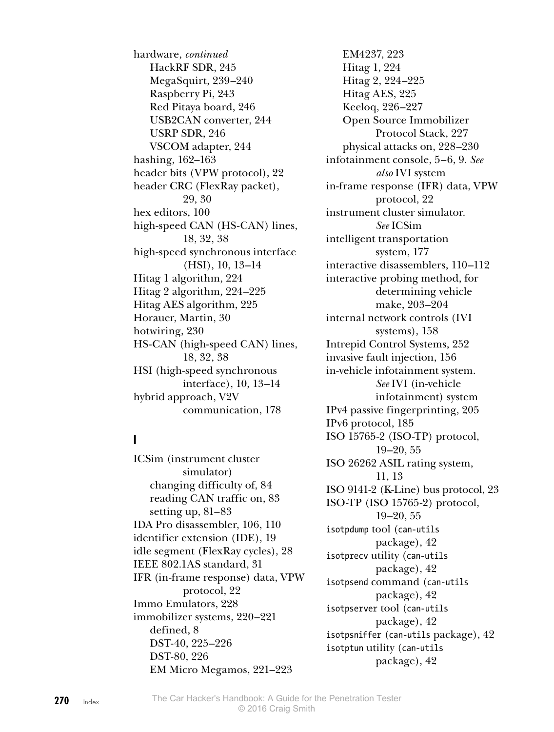hardware, *continued*
- HackRF SDR, 245
- MegaSquirt, 239–240
- Raspberry Pi, 243
- Red Pitaya board, 246
- USB2CAN converter, 244
- USRP SDR, 246
- VSCOM adapter, 244

hashing, 162–163
header bits (VPW protocol), 22
header CRC (FlexRay packet), 29, 30
hex editors, 100
high-speed CAN (HS-CAN) lines, 18, 32, 38
high-speed synchronous interface (HSI), 10, 13–14
Hitag 1 algorithm, 224
Hitag 2 algorithm, 224–225
Hitag AES algorithm, 225
Horauer, Martin, 30
hotwiring, 230
HS-CAN (high-speed CAN) lines, 18, 32, 38
HSI (high-speed synchronous interface), 10, 13–14
hybrid approach, V2V communication, 178

## I

ICSim (instrument cluster simulator)
- changing difficulty of, 84
- reading CAN traffic on, 83
- setting up, 81–83

IDA Pro disassembler, 106, 110
identifier extension (IDE), 19
idle segment (FlexRay cycles), 28
IEEE 802.1AS standard, 31
IFR (in-frame response) data, VPW protocol, 22
Immo Emulators, 228
immobilizer systems, 220–221
- defined, 8
- DST-40, 225–226
- DST-80, 226
- EM Micro Megamos, 221–223
- EM4237, 223
- Hitag 1, 224
- Hitag 2, 224–225
- Hitag AES, 225
- Keeloq, 226–227
- Open Source Immobilizer Protocol Stack, 227
- physical attacks on, 228–230

infotainment console, 5–6, 9. *See also* IVI system
in-frame response (IFR) data, VPW protocol, 22
instrument cluster simulator. *See* ICSim
intelligent transportation system, 177
interactive disassemblers, 110–112
interactive probing method, for determining vehicle make, 203–204
internal network controls (IVI systems), 158
Intrepid Control Systems, 252
invasive fault injection, 156
in-vehicle infotainment system. *See* IVI (in-vehicle infotainment) system
IPv4 passive fingerprinting, 205
IPv6 protocol, 185
ISO 15765-2 (ISO-TP) protocol, 19–20, 55
ISO 26262 ASIL rating system, 11, 13
ISO 9141-2 (K-Line) bus protocol, 23
ISO-TP (ISO 15765-2) protocol, 19–20, 55
`isotpdump` tool (`can-utils` package), 42
`isotprecv` utility (`can-utils` package), 42
`isotpsend` command (`can-utils` package), 42
`isotpserver` tool (`can-utils` package), 42
`isotpsniffer` (`can-utils` package), 42
`isotptun` utility (`can-utils` package), 42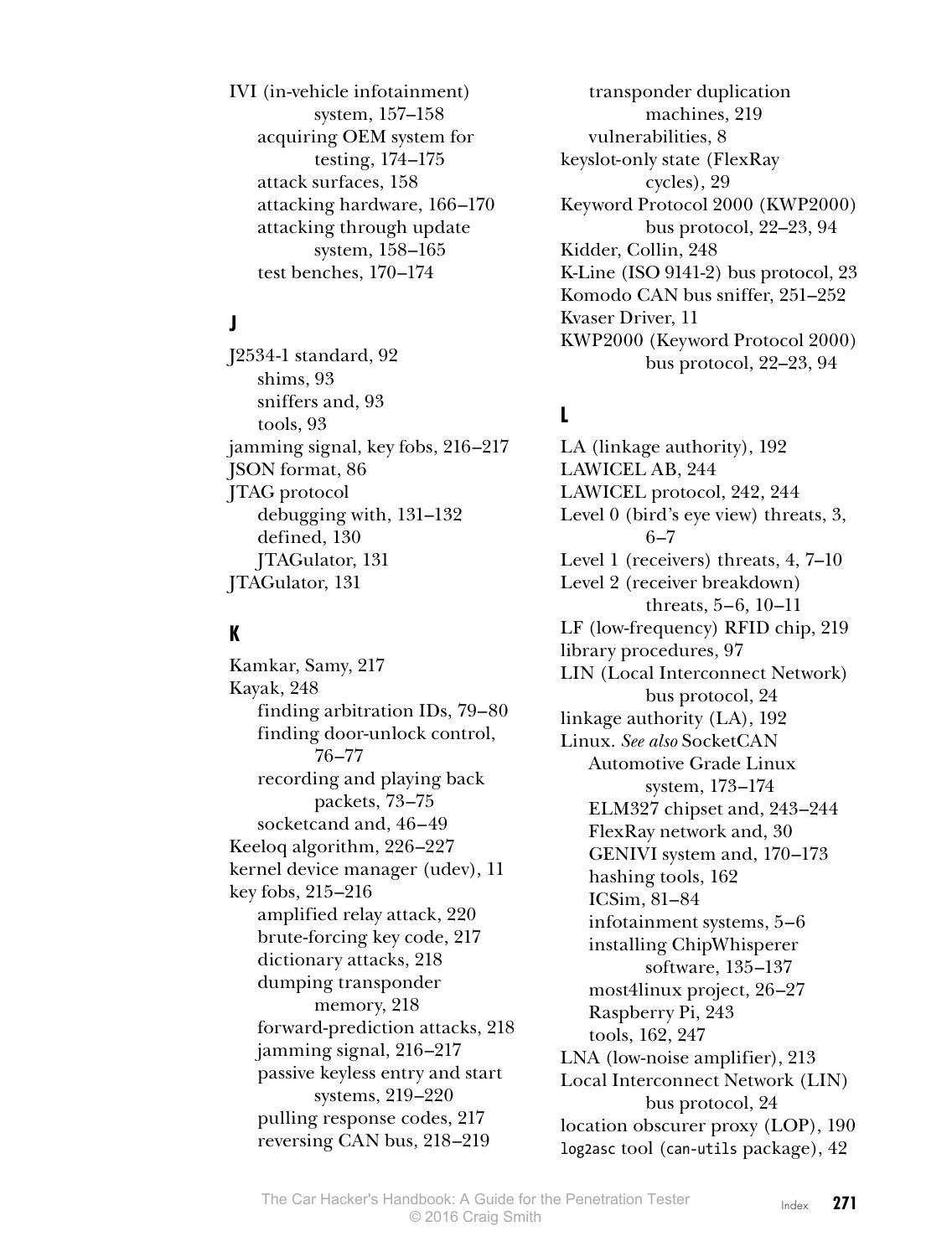IVI (in-vehicle infotainment) system, 157–158
- acquiring OEM system for testing, 174–175
- attack surfaces, 158
- attacking hardware, 166–170
- attacking through update system, 158–165
- test benches, 170–174

## J

J2534-1 standard, 92
- shims, 93
- sniffers and, 93
- tools, 93

jamming signal, key fobs, 216–217
JSON format, 86
JTAG protocol
- debugging with, 131–132
- defined, 130
- JTAGulator, 131

JTAGulator, 131

## K

Kamkar, Samy, 217
Kayak, 248
- finding arbitration IDs, 79–80
- finding door-unlock control, 76–77
- recording and playing back packets, 73–75
- socketcand and, 46–49

Keeloq algorithm, 226–227
kernel device manager (udev), 11
key fobs, 215–216
- amplified relay attack, 220
- brute-forcing key code, 217
- dictionary attacks, 218
- dumping transponder memory, 218
- forward-prediction attacks, 218
- jamming signal, 216–217
- passive keyless entry and start systems, 219–220
- pulling response codes, 217
- reversing CAN bus, 218–219
- transponder duplication machines, 219
- vulnerabilities, 8

keyslot-only state (FlexRay cycles), 29
Keyword Protocol 2000 (KWP2000) bus protocol, 22–23, 94
Kidder, Collin, 248
K-Line (ISO 9141-2) bus protocol, 23
Komodo CAN bus sniffer, 251–252
Kvaser Driver, 11
KWP2000 (Keyword Protocol 2000) bus protocol, 22–23, 94

## L

LA (linkage authority), 192
LAWICEL AB, 244
LAWICEL protocol, 242, 244
Level 0 (bird's eye view) threats, 3, 6–7
Level 1 (receivers) threats, 4, 7–10
Level 2 (receiver breakdown) threats, 5–6, 10–11
LF (low-frequency) RFID chip, 219
library procedures, 97
LIN (Local Interconnect Network) bus protocol, 24
linkage authority (LA), 192
Linux. *See also* SocketCAN
- Automotive Grade Linux system, 173–174
- ELM327 chipset and, 243–244
- FlexRay network and, 30
- GENIVI system and, 170–173
- hashing tools, 162
- ICSim, 81–84
- infotainment systems, 5–6
- installing ChipWhisperer software, 135–137
- most4linux project, 26–27
- Raspberry Pi, 243
- tools, 162, 247

LNA (low-noise amplifier), 213
Local Interconnect Network (LIN) bus protocol, 24
location obscurer proxy (LOP), 190
`log2asc` tool (`can-utils` package), 42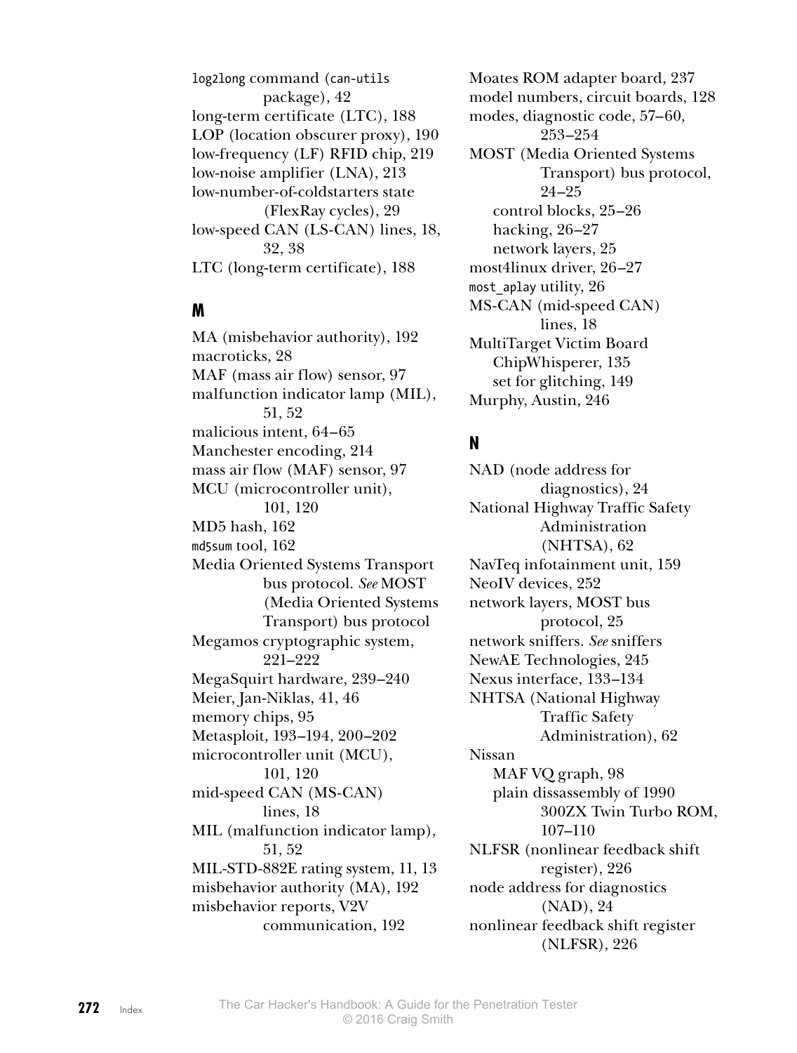`log2long` command (`can-utils` package), 42
long-term certificate (LTC), 188
LOP (location obscurer proxy), 190
low-frequency (LF) RFID chip, 219
low-noise amplifier (LNA), 213
low-number-of-coldstarters state (FlexRay cycles), 29
low-speed CAN (LS-CAN) lines, 18, 32, 38
LTC (long-term certificate), 188

## M

MA (misbehavior authority), 192
macroticks, 28
MAF (mass air flow) sensor, 97
malfunction indicator lamp (MIL), 51, 52
malicious intent, 64–65
Manchester encoding, 214
mass air flow (MAF) sensor, 97
MCU (microcontroller unit), 101, 120
MD5 hash, 162
`md5sum` tool, 162
Media Oriented Systems Transport bus protocol. *See* MOST (Media Oriented Systems Transport) bus protocol
Megamos cryptographic system, 221–222
MegaSquirt hardware, 239–240
Meier, Jan-Niklas, 41, 46
memory chips, 95
Metasploit, 193–194, 200–202
microcontroller unit (MCU), 101, 120
mid-speed CAN (MS-CAN) lines, 18
MIL (malfunction indicator lamp), 51, 52
MIL-STD-882E rating system, 11, 13
misbehavior authority (MA), 192
misbehavior reports, V2V communication, 192
Moates ROM adapter board, 237
model numbers, circuit boards, 128
modes, diagnostic code, 57–60, 253–254
MOST (Media Oriented Systems Transport) bus protocol, 24–25
- control blocks, 25–26
- hacking, 26–27
- network layers, 25

most4linux driver, 26–27
`most_aplay` utility, 26
MS-CAN (mid-speed CAN) lines, 18
MultiTarget Victim Board
- ChipWhisperer, 135
- set for glitching, 149

Murphy, Austin, 246

## N

NAD (node address for diagnostics), 24
National Highway Traffic Safety Administration (NHTSA), 62
NavTeq infotainment unit, 159
NeoIV devices, 252
network layers, MOST bus protocol, 25
network sniffers. *See* sniffers
NewAE Technologies, 245
Nexus interface, 133–134
NHTSA (National Highway Traffic Safety Administration), 62
Nissan
- MAF VQ graph, 98
- plain dissassembly of 1990 300ZX Twin Turbo ROM, 107–110

NLFSR (nonlinear feedback shift register), 226
node address for diagnostics (NAD), 24
nonlinear feedback shift register (NLFSR), 226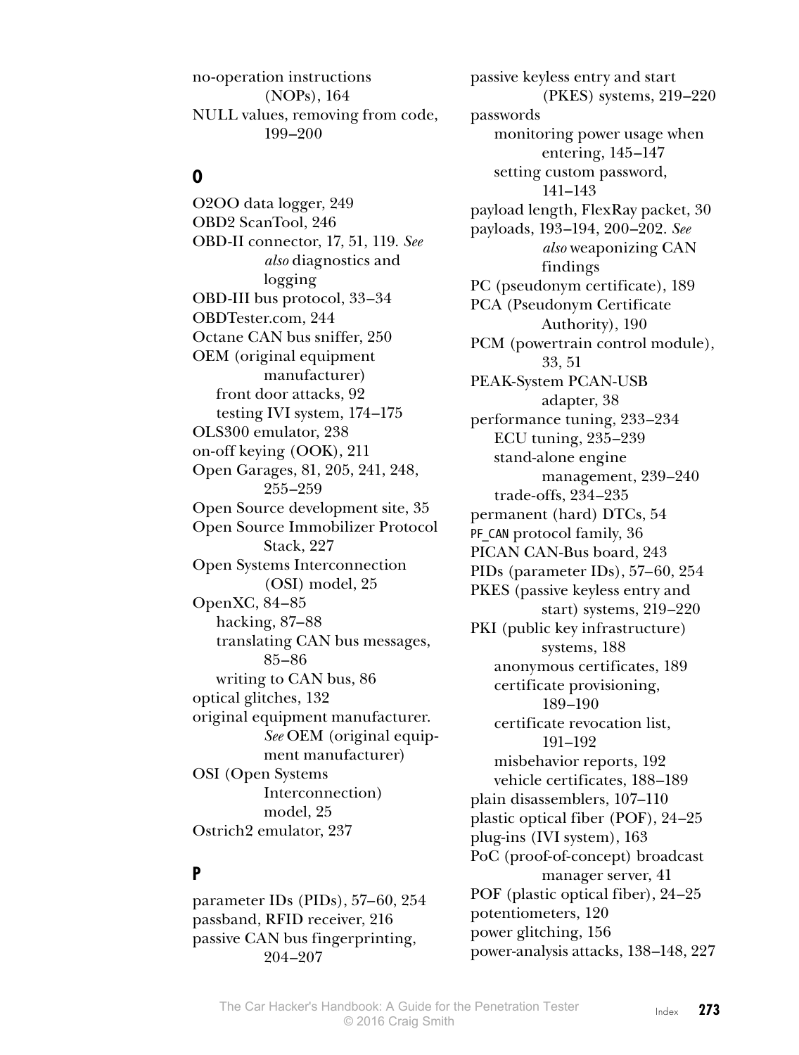no-operation instructions (NOPs), 164
NULL values, removing from code, 199–200

## O

O2OO data logger, 249
OBD2 ScanTool, 246
OBD-II connector, 17, 51, 119. *See also* diagnostics and logging
OBD-III bus protocol, 33–34
OBDTester.com, 244
Octane CAN bus sniffer, 250
OEM (original equipment manufacturer)
  front door attacks, 92
  testing IVI system, 174–175
OLS300 emulator, 238
on-off keying (OOK), 211
Open Garages, 81, 205, 241, 248, 255–259
Open Source development site, 35
Open Source Immobilizer Protocol Stack, 227
Open Systems Interconnection (OSI) model, 25
OpenXC, 84–85
  hacking, 87–88
  translating CAN bus messages, 85–86
  writing to CAN bus, 86
optical glitches, 132
original equipment manufacturer. *See* OEM (original equipment manufacturer)
OSI (Open Systems Interconnection) model, 25
Ostrich2 emulator, 237

## P

parameter IDs (PIDs), 57–60, 254
passband, RFID receiver, 216
passive CAN bus fingerprinting, 204–207
passive keyless entry and start (PKES) systems, 219–220
passwords
  monitoring power usage when entering, 145–147
  setting custom password, 141–143
payload length, FlexRay packet, 30
payloads, 193–194, 200–202. *See also* weaponizing CAN findings
PC (pseudonym certificate), 189
PCA (Pseudonym Certificate Authority), 190
PCM (powertrain control module), 33, 51
PEAK-System PCAN-USB adapter, 38
performance tuning, 233–234
  ECU tuning, 235–239
  stand-alone engine management, 239–240
  trade-offs, 234–235
permanent (hard) DTCs, 54
`PF_CAN` protocol family, 36
PICAN CAN-Bus board, 243
PIDs (parameter IDs), 57–60, 254
PKES (passive keyless entry and start) systems, 219–220
PKI (public key infrastructure) systems, 188
  anonymous certificates, 189
  certificate provisioning, 189–190
  certificate revocation list, 191–192
  misbehavior reports, 192
  vehicle certificates, 188–189
plain disassemblers, 107–110
plastic optical fiber (POF), 24–25
plug-ins (IVI system), 163
PoC (proof-of-concept) broadcast manager server, 41
POF (plastic optical fiber), 24–25
potentiometers, 120
power glitching, 156
power-analysis attacks, 138–148, 227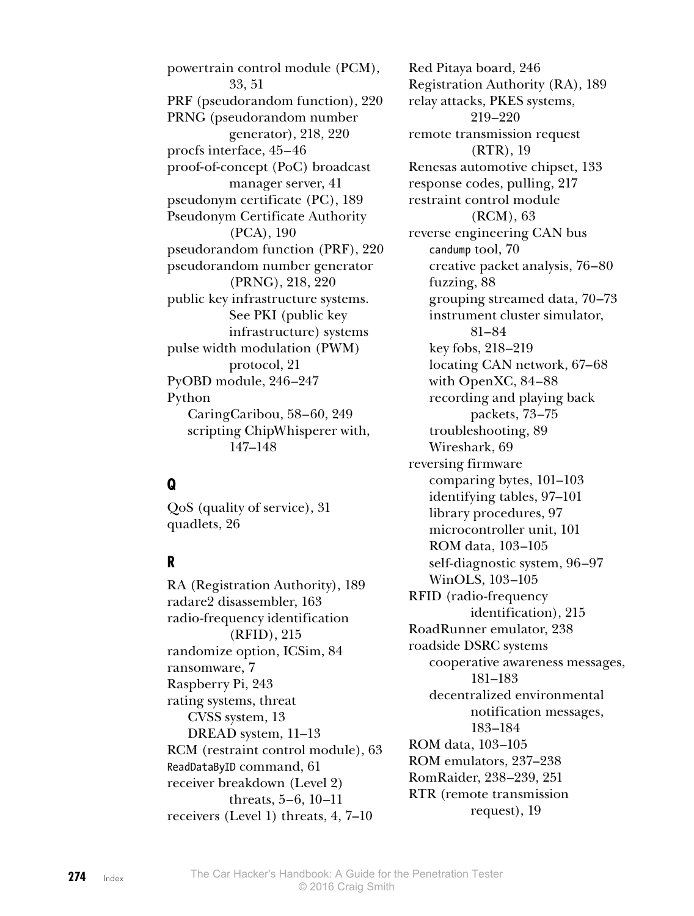powertrain control module (PCM), 33, 51
PRF (pseudorandom function), 220
PRNG (pseudorandom number generator), 218, 220
procfs interface, 45–46
proof-of-concept (PoC) broadcast manager server, 41
pseudonym certificate (PC), 189
Pseudonym Certificate Authority (PCA), 190
pseudorandom function (PRF), 220
pseudorandom number generator (PRNG), 218, 220
public key infrastructure systems. See PKI (public key infrastructure) systems
pulse width modulation (PWM) protocol, 21
PyOBD module, 246–247
Python
- CaringCaribou, 58–60, 249
- scripting ChipWhisperer with, 147–148

## Q

QoS (quality of service), 31
quadlets, 26

## R

RA (Registration Authority), 189
radare2 disassembler, 163
radio-frequency identification (RFID), 215
randomize option, ICSim, 84
ransomware, 7
Raspberry Pi, 243
rating systems, threat
- CVSS system, 13
- DREAD system, 11–13

RCM (restraint control module), 63
`ReadDataByID` command, 61
receiver breakdown (Level 2) threats, 5–6, 10–11
receivers (Level 1) threats, 4, 7–10
Red Pitaya board, 246
Registration Authority (RA), 189
relay attacks, PKES systems, 219–220
remote transmission request (RTR), 19
Renesas automotive chipset, 133
response codes, pulling, 217
restraint control module (RCM), 63
reverse engineering CAN bus
- `candump` tool, 70
- creative packet analysis, 76–80
- fuzzing, 88
- grouping streamed data, 70–73
- instrument cluster simulator, 81–84
- key fobs, 218–219
- locating CAN network, 67–68
- with OpenXC, 84–88
- recording and playing back packets, 73–75
- troubleshooting, 89
- Wireshark, 69

reversing firmware
- comparing bytes, 101–103
- identifying tables, 97–101
- library procedures, 97
- microcontroller unit, 101
- ROM data, 103–105
- self-diagnostic system, 96–97
- WinOLS, 103–105

RFID (radio-frequency identification), 215
RoadRunner emulator, 238
roadside DSRC systems
- cooperative awareness messages, 181–183
- decentralized environmental notification messages, 183–184

ROM data, 103–105
ROM emulators, 237–238
RomRaider, 238–239, 251
RTR (remote transmission request), 19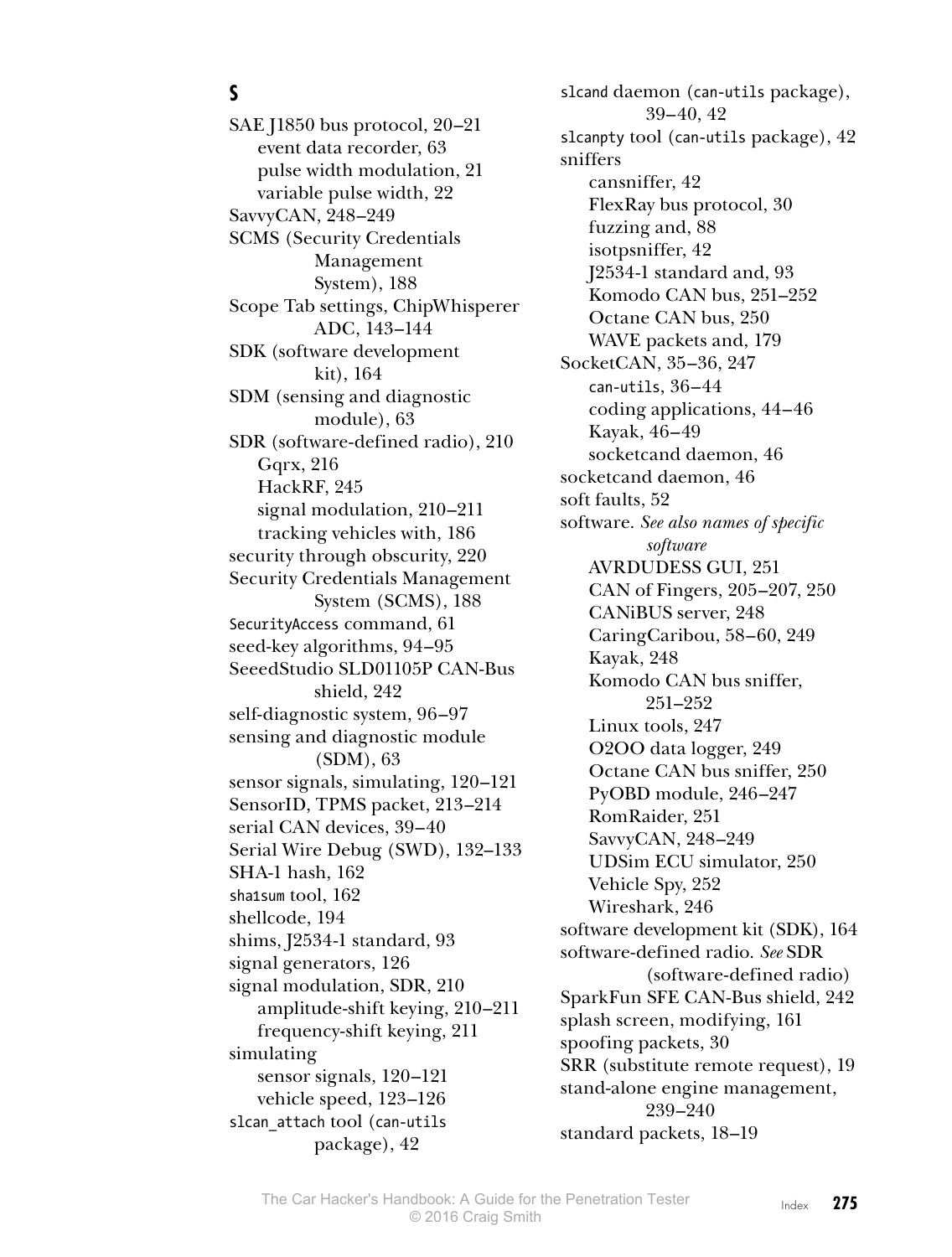## S

- SAE J1850 bus protocol, 20–21
  - event data recorder, 63
  - pulse width modulation, 21
  - variable pulse width, 22
- SavvyCAN, 248–249
- SCMS (Security Credentials Management System), 188
- Scope Tab settings, ChipWhisperer ADC, 143–144
- SDK (software development kit), 164
- SDM (sensing and diagnostic module), 63
- SDR (software-defined radio), 210
  - Gqrx, 216
  - HackRF, 245
  - signal modulation, 210–211
  - tracking vehicles with, 186
- security through obscurity, 220
- Security Credentials Management System (SCMS), 188
- `SecurityAccess` command, 61
- seed-key algorithms, 94–95
- SeeedStudio SLD01105P CAN-Bus shield, 242
- self-diagnostic system, 96–97
- sensing and diagnostic module (SDM), 63
- sensor signals, simulating, 120–121
- SensorID, TPMS packet, 213–214
- serial CAN devices, 39–40
- Serial Wire Debug (SWD), 132–133
- SHA-1 hash, 162
- `sha1sum` tool, 162
- shellcode, 194
- shims, J2534-1 standard, 93
- signal generators, 126
- signal modulation, SDR, 210
  - amplitude-shift keying, 210–211
  - frequency-shift keying, 211
- simulating
  - sensor signals, 120–121
  - vehicle speed, 123–126
- `slcan_attach` tool (`can-utils` package), 42
- `slcand` daemon (`can-utils` package), 39–40, 42
- `slcanpty` tool (`can-utils` package), 42
- sniffers
  - cansniffer, 42
  - FlexRay bus protocol, 30
  - fuzzing and, 88
  - isotpsniffer, 42
  - J2534-1 standard and, 93
  - Komodo CAN bus, 251–252
  - Octane CAN bus, 250
  - WAVE packets and, 179
- SocketCAN, 35–36, 247
  - `can-utils`, 36–44
  - coding applications, 44–46
  - Kayak, 46–49
  - socketcand daemon, 46
- socketcand daemon, 46
- soft faults, 52
- software. *See also names of specific software*
  - AVRDUDESS GUI, 251
  - CAN of Fingers, 205–207, 250
  - CANiBUS server, 248
  - CaringCaribou, 58–60, 249
  - Kayak, 248
  - Komodo CAN bus sniffer, 251–252
  - Linux tools, 247
  - O2OO data logger, 249
  - Octane CAN bus sniffer, 250
  - PyOBD module, 246–247
  - RomRaider, 251
  - SavvyCAN, 248–249
  - UDSim ECU simulator, 250
  - Vehicle Spy, 252
  - Wireshark, 246
- software development kit (SDK), 164
- software-defined radio. *See* SDR (software-defined radio)
- SparkFun SFE CAN-Bus shield, 242
- splash screen, modifying, 161
- spoofing packets, 30
- SRR (substitute remote request), 19
- stand-alone engine management, 239–240
- standard packets, 18–19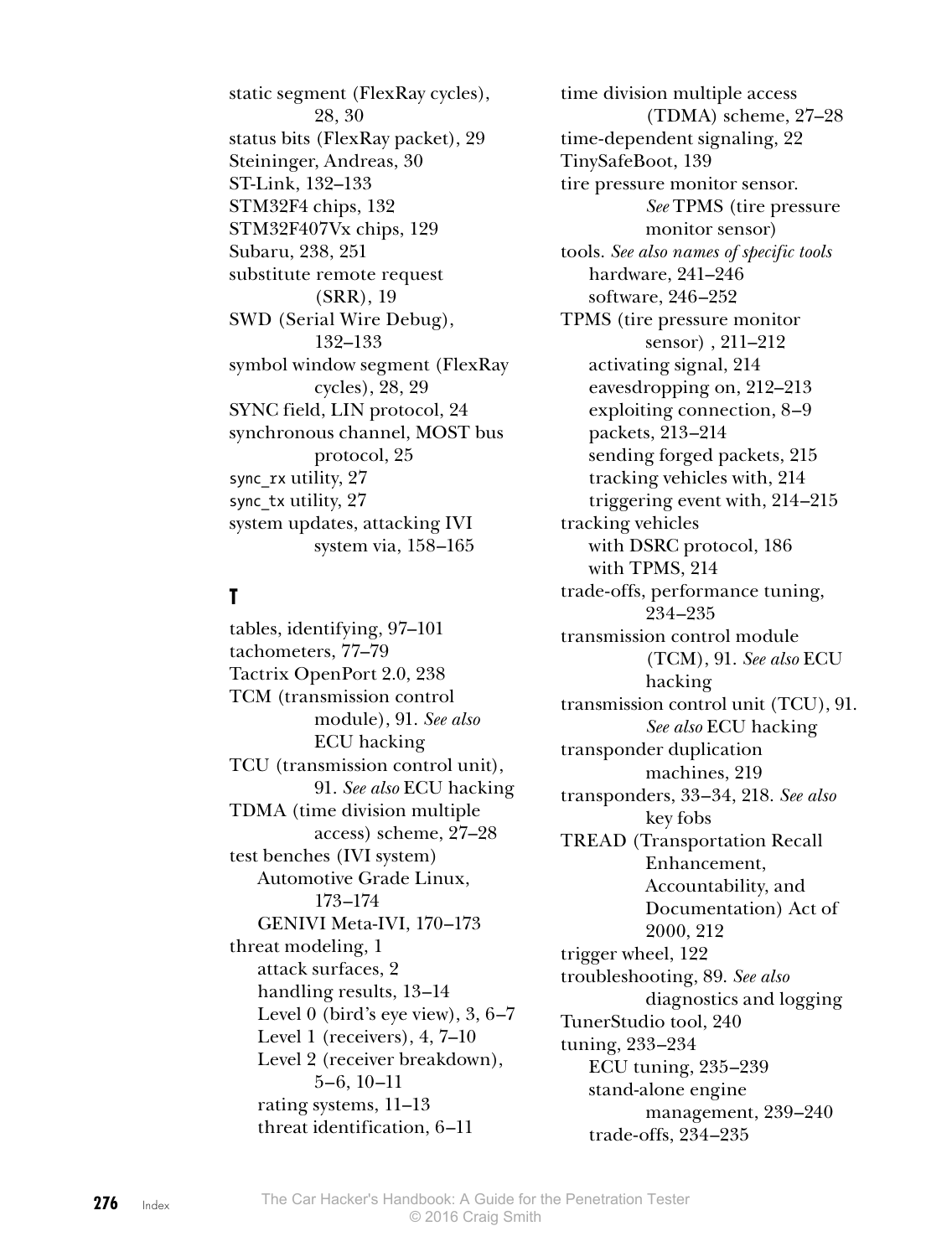static segment (FlexRay cycles), 28, 30
status bits (FlexRay packet), 29
Steininger, Andreas, 30
ST-Link, 132–133
STM32F4 chips, 132
STM32F407Vx chips, 129
Subaru, 238, 251
substitute remote request (SRR), 19
SWD (Serial Wire Debug), 132–133
symbol window segment (FlexRay cycles), 28, 29
SYNC field, LIN protocol, 24
synchronous channel, MOST bus protocol, 25
`sync_rx` utility, 27
`sync_tx` utility, 27
system updates, attacking IVI system via, 158–165

## T

tables, identifying, 97–101
tachometers, 77–79
Tactrix OpenPort 2.0, 238
TCM (transmission control module), 91. *See also* ECU hacking
TCU (transmission control unit), 91. *See also* ECU hacking
TDMA (time division multiple access) scheme, 27–28
test benches (IVI system)
  Automotive Grade Linux, 173–174
  GENIVI Meta-IVI, 170–173
threat modeling, 1
  attack surfaces, 2
  handling results, 13–14
  Level 0 (bird's eye view), 3, 6–7
  Level 1 (receivers), 4, 7–10
  Level 2 (receiver breakdown), 5–6, 10–11
  rating systems, 11–13
  threat identification, 6–11
time division multiple access (TDMA) scheme, 27–28
time-dependent signaling, 22
TinySafeBoot, 139
tire pressure monitor sensor. *See* TPMS (tire pressure monitor sensor)
tools. *See also names of specific tools*
  hardware, 241–246
  software, 246–252
TPMS (tire pressure monitor sensor) , 211–212
  activating signal, 214
  eavesdropping on, 212–213
  exploiting connection, 8–9
  packets, 213–214
  sending forged packets, 215
  tracking vehicles with, 214
  triggering event with, 214–215
tracking vehicles
  with DSRC protocol, 186
  with TPMS, 214
trade-offs, performance tuning, 234–235
transmission control module (TCM), 91. *See also* ECU hacking
transmission control unit (TCU), 91. *See also* ECU hacking
transponder duplication machines, 219
transponders, 33–34, 218. *See also* key fobs
TREAD (Transportation Recall Enhancement, Accountability, and Documentation) Act of 2000, 212
trigger wheel, 122
troubleshooting, 89. *See also* diagnostics and logging
TunerStudio tool, 240
tuning, 233–234
  ECU tuning, 235–239
  stand-alone engine management, 239–240
  trade-offs, 234–235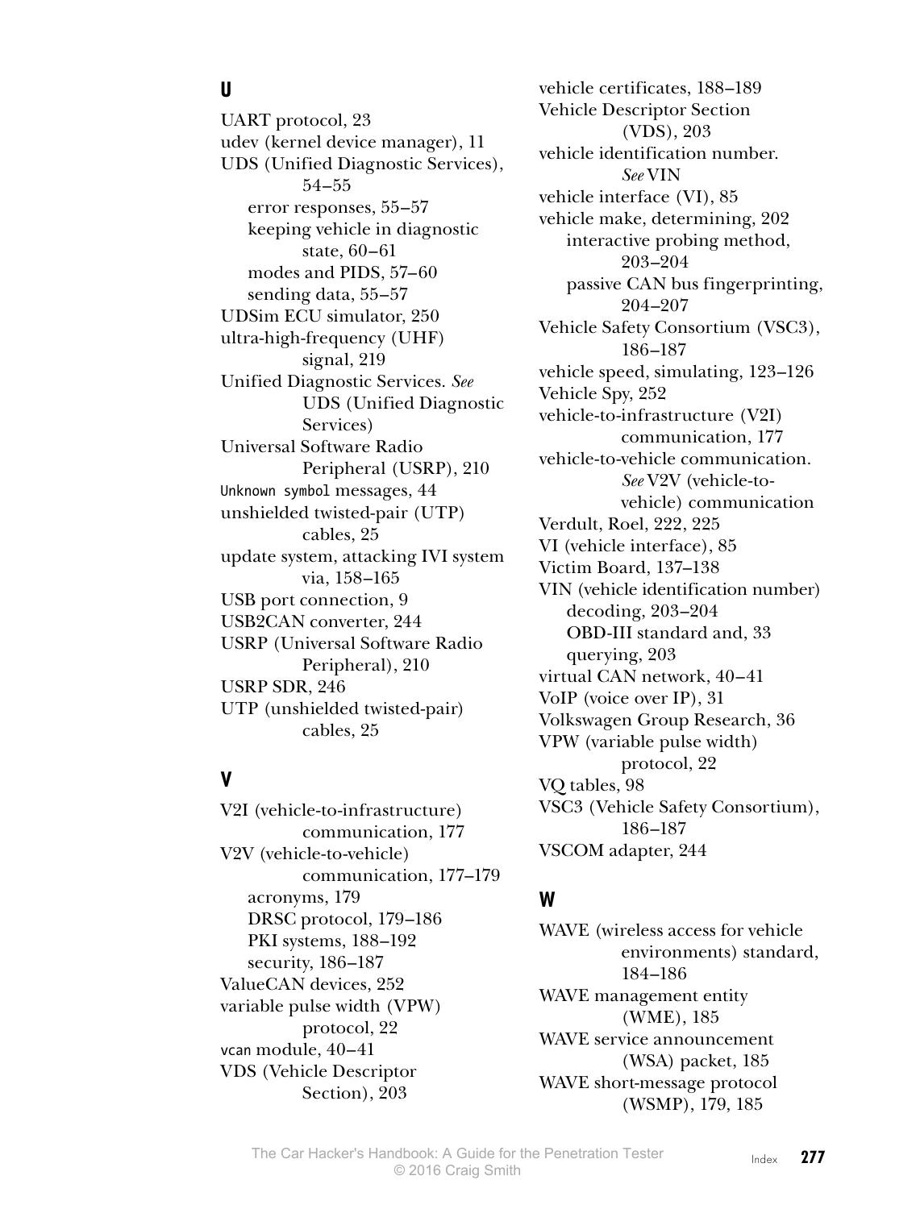## U

UART protocol, 23
udev (kernel device manager), 11
UDS (Unified Diagnostic Services), 54–55
- error responses, 55–57
- keeping vehicle in diagnostic state, 60–61
- modes and PIDS, 57–60
- sending data, 55–57

UDSim ECU simulator, 250
ultra-high-frequency (UHF) signal, 219
Unified Diagnostic Services. *See* UDS (Unified Diagnostic Services)
Universal Software Radio Peripheral (USRP), 210
`Unknown symbol` messages, 44
unshielded twisted-pair (UTP) cables, 25
update system, attacking IVI system via, 158–165
USB port connection, 9
USB2CAN converter, 244
USRP (Universal Software Radio Peripheral), 210
USRP SDR, 246
UTP (unshielded twisted-pair) cables, 25

## V

V2I (vehicle-to-infrastructure) communication, 177
V2V (vehicle-to-vehicle) communication, 177–179
- acronyms, 179
- DRSC protocol, 179–186
- PKI systems, 188–192
- security, 186–187

ValueCAN devices, 252
variable pulse width (VPW) protocol, 22
`vcan` module, 40–41
VDS (Vehicle Descriptor Section), 203
vehicle certificates, 188–189
Vehicle Descriptor Section (VDS), 203
vehicle identification number. *See* VIN
vehicle interface (VI), 85
vehicle make, determining, 202
- interactive probing method, 203–204
- passive CAN bus fingerprinting, 204–207

Vehicle Safety Consortium (VSC3), 186–187
vehicle speed, simulating, 123–126
Vehicle Spy, 252
vehicle-to-infrastructure (V2I) communication, 177
vehicle-to-vehicle communication. *See* V2V (vehicle-to-vehicle) communication
Verdult, Roel, 222, 225
VI (vehicle interface), 85
Victim Board, 137–138
VIN (vehicle identification number)
- decoding, 203–204
- OBD-III standard and, 33
- querying, 203

virtual CAN network, 40–41
VoIP (voice over IP), 31
Volkswagen Group Research, 36
VPW (variable pulse width) protocol, 22
VQ tables, 98
VSC3 (Vehicle Safety Consortium), 186–187
VSCOM adapter, 244

## W

WAVE (wireless access for vehicle environments) standard, 184–186
WAVE management entity (WME), 185
WAVE service announcement (WSA) packet, 185
WAVE short-message protocol (WSMP), 179, 185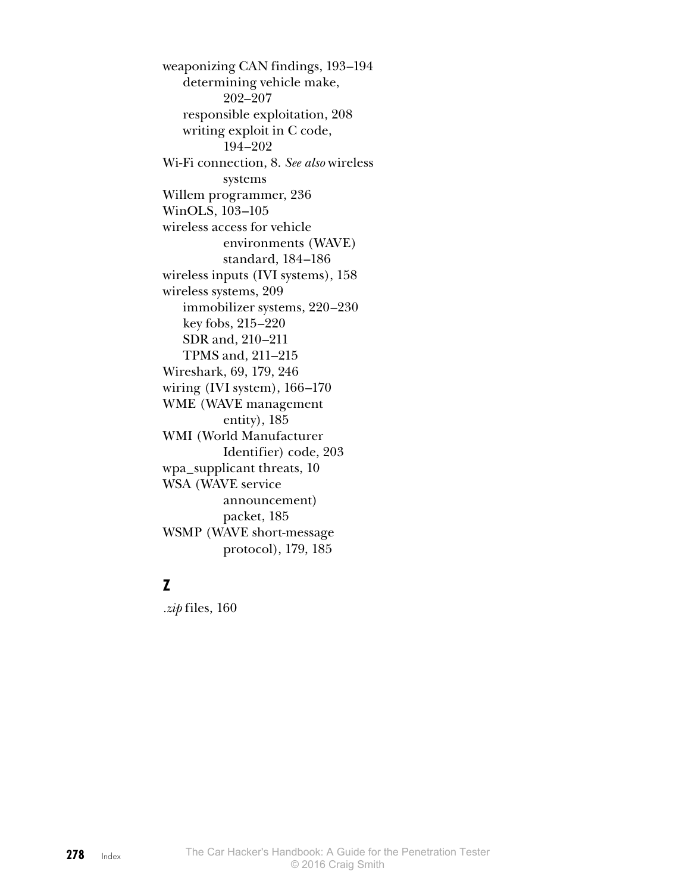weaponizing CAN findings, 193–194
- determining vehicle make, 202–207
- responsible exploitation, 208
- writing exploit in C code, 194–202

Wi-Fi connection, 8. *See also* wireless systems

Willem programmer, 236

WinOLS, 103–105

wireless access for vehicle environments (WAVE) standard, 184–186

wireless inputs (IVI systems), 158

wireless systems, 209
- immobilizer systems, 220–230
- key fobs, 215–220
- SDR and, 210–211
- TPMS and, 211–215

Wireshark, 69, 179, 246

wiring (IVI system), 166–170

WME (WAVE management entity), 185

WMI (World Manufacturer Identifier) code, 203

wpa_supplicant threats, 10

WSA (WAVE service announcement) packet, 185

WSMP (WAVE short-message protocol), 179, 185

## Z

*.zip* files, 160